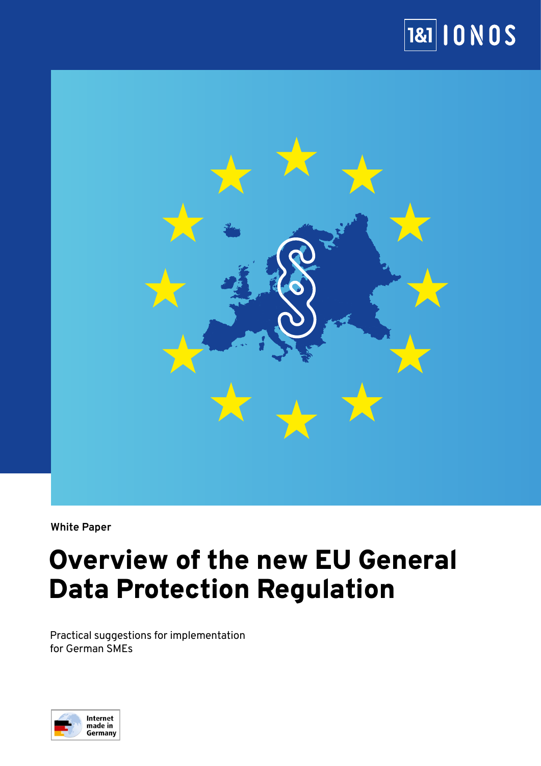White Paper

# Overview of the new EU General Data Protection Regulation

Practical suggestions for implementation for German SMEs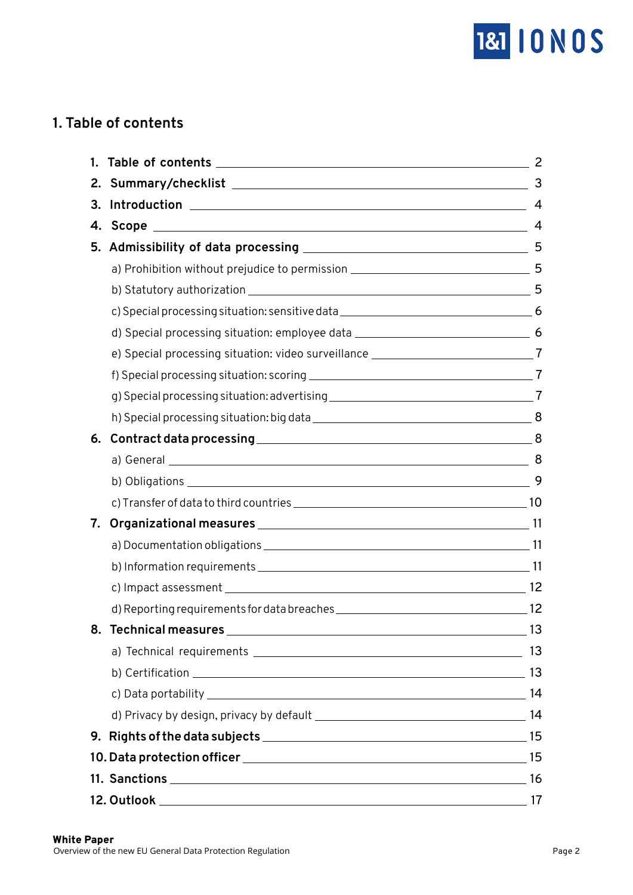# 1. Table of contents

1. **Table of contents** 2
2. **Summary/checklist** 3
3. **Introduction** 4
4. **Scope** 4
5. **Admissibility of data processing** 5
   - a) Prohibition without prejudice to permission 5
   - b) Statutory authorization 5
   - c) Special processing situation: sensitive data 6
   - d) Special processing situation: employee data 6
   - e) Special processing situation: video surveillance 7
   - f) Special processing situation: scoring 7
   - g) Special processing situation: advertising 7
   - h) Special processing situation: big data 8
6. **Contract data processing** 8
   - a) General 8
   - b) Obligations 9
   - c) Transfer of data to third countries 10
7. **Organizational measures** 11
   - a) Documentation obligations 11
   - b) Information requirements 11
   - c) Impact assessment 12
   - d) Reporting requirements for data breaches 12
8. **Technical measures** 13
   - a) Technical requirements 13
   - b) Certification 13
   - c) Data portability 14
   - d) Privacy by design, privacy by default 14
9. **Rights of the data subjects** 15
10. **Data protection officer** 15
11. **Sanctions** 16
12. **Outlook** 17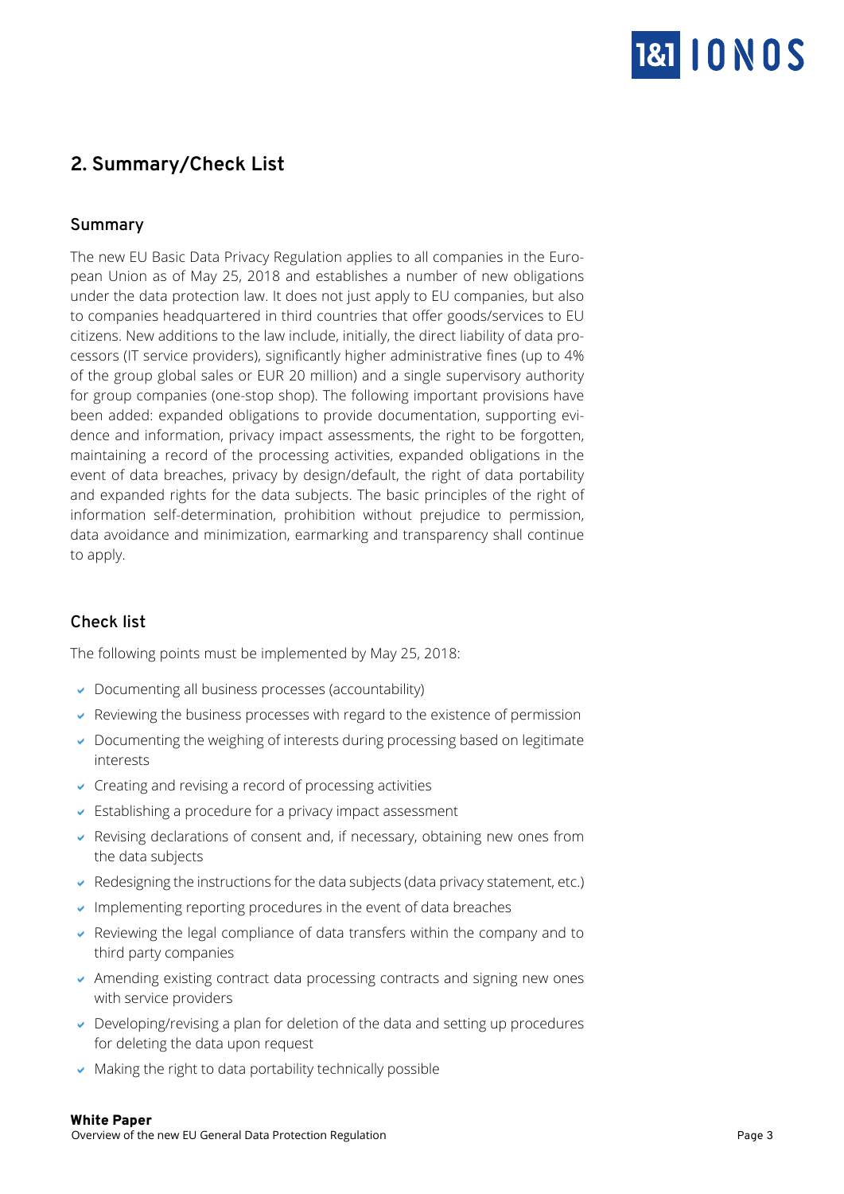## 2. Summary/Check List

### Summary

The new EU Basic Data Privacy Regulation applies to all companies in the European Union as of May 25, 2018 and establishes a number of new obligations under the data protection law. It does not just apply to EU companies, but also to companies headquartered in third countries that offer goods/services to EU citizens. New additions to the law include, initially, the direct liability of data processors (IT service providers), significantly higher administrative fines (up to 4% of the group global sales or EUR 20 million) and a single supervisory authority for group companies (one-stop shop). The following important provisions have been added: expanded obligations to provide documentation, supporting evidence and information, privacy impact assessments, the right to be forgotten, maintaining a record of the processing activities, expanded obligations in the event of data breaches, privacy by design/default, the right of data portability and expanded rights for the data subjects. The basic principles of the right of information self-determination, prohibition without prejudice to permission, data avoidance and minimization, earmarking and transparency shall continue to apply.

### Check list

The following points must be implemented by May 25, 2018:

- Documenting all business processes (accountability)
- Reviewing the business processes with regard to the existence of permission
- Documenting the weighing of interests during processing based on legitimate interests
- Creating and revising a record of processing activities
- Establishing a procedure for a privacy impact assessment
- Revising declarations of consent and, if necessary, obtaining new ones from the data subjects
- Redesigning the instructions for the data subjects (data privacy statement, etc.)
- Implementing reporting procedures in the event of data breaches
- Reviewing the legal compliance of data transfers within the company and to third party companies
- Amending existing contract data processing contracts and signing new ones with service providers
- Developing/revising a plan for deletion of the data and setting up procedures for deleting the data upon request
- Making the right to data portability technically possible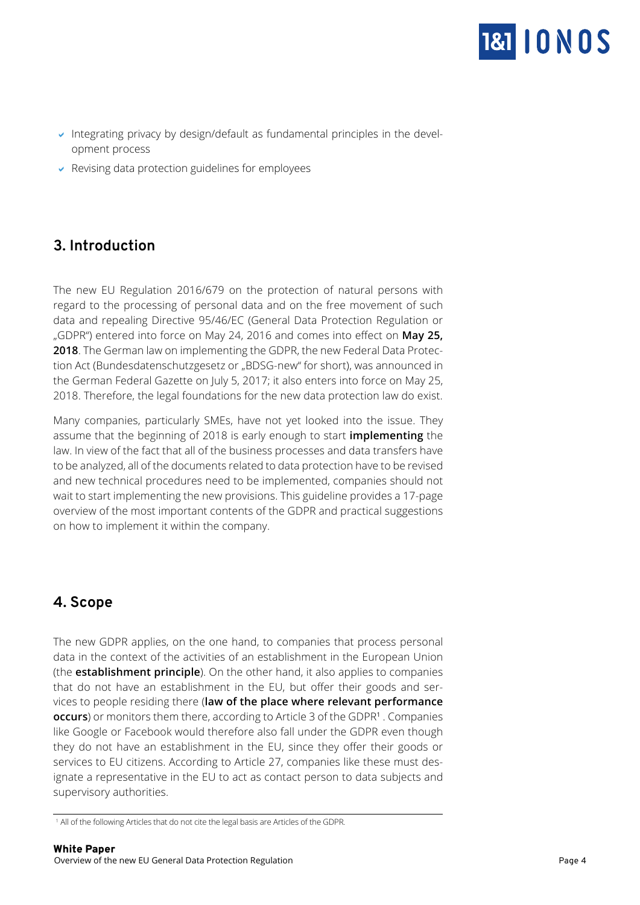- Integrating privacy by design/default as fundamental principles in the development process
- Revising data protection guidelines for employees

## 3. Introduction

The new EU Regulation 2016/679 on the protection of natural persons with regard to the processing of personal data and on the free movement of such data and repealing Directive 95/46/EC (General Data Protection Regulation or „GDPR") entered into force on May 24, 2016 and comes into effect on **May 25, 2018**. The German law on implementing the GDPR, the new Federal Data Protection Act (Bundesdatenschutzgesetz or „BDSG-new" for short), was announced in the German Federal Gazette on July 5, 2017; it also enters into force on May 25, 2018. Therefore, the legal foundations for the new data protection law do exist.

Many companies, particularly SMEs, have not yet looked into the issue. They assume that the beginning of 2018 is early enough to start **implementing** the law. In view of the fact that all of the business processes and data transfers have to be analyzed, all of the documents related to data protection have to be revised and new technical procedures need to be implemented, companies should not wait to start implementing the new provisions. This guideline provides a 17-page overview of the most important contents of the GDPR and practical suggestions on how to implement it within the company.

## 4. Scope

The new GDPR applies, on the one hand, to companies that process personal data in the context of the activities of an establishment in the European Union (the **establishment principle**). On the other hand, it also applies to companies that do not have an establishment in the EU, but offer their goods and services to people residing there (**law of the place where relevant performance occurs**) or monitors them there, according to Article 3 of the GDPR[1]. Companies like Google or Facebook would therefore also fall under the GDPR even though they do not have an establishment in the EU, since they offer their goods or services to EU citizens. According to Article 27, companies like these must designate a representative in the EU to act as contact person to data subjects and supervisory authorities.

[1] All of the following Articles that do not cite the legal basis are Articles of the GDPR.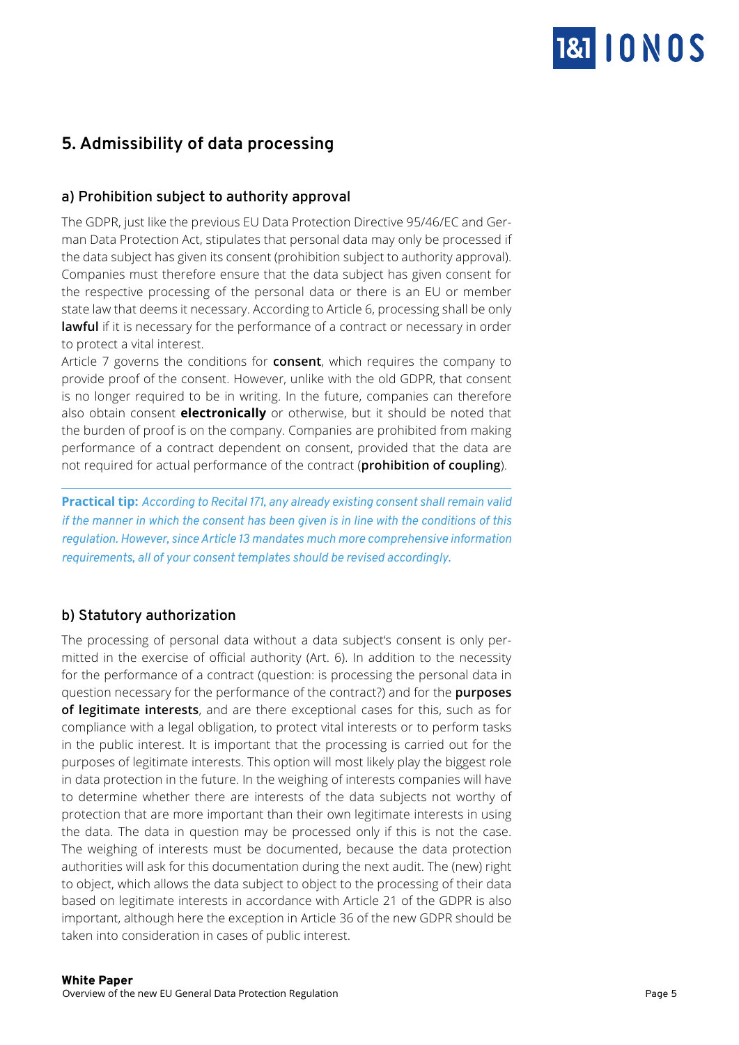## 5. Admissibility of data processing

### a) Prohibition subject to authority approval

The GDPR, just like the previous EU Data Protection Directive 95/46/EC and German Data Protection Act, stipulates that personal data may only be processed if the data subject has given its consent (prohibition subject to authority approval). Companies must therefore ensure that the data subject has given consent for the respective processing of the personal data or there is an EU or member state law that deems it necessary. According to Article 6, processing shall be only **lawful** if it is necessary for the performance of a contract or necessary in order to protect a vital interest.

Article 7 governs the conditions for **consent**, which requires the company to provide proof of the consent. However, unlike with the old GDPR, that consent is no longer required to be in writing. In the future, companies can therefore also obtain consent **electronically** or otherwise, but it should be noted that the burden of proof is on the company. Companies are prohibited from making performance of a contract dependent on consent, provided that the data are not required for actual performance of the contract (**prohibition of coupling**).

---

**Practical tip:** *According to Recital 171, any already existing consent shall remain valid if the manner in which the consent has been given is in line with the conditions of this regulation. However, since Article 13 mandates much more comprehensive information requirements, all of your consent templates should be revised accordingly.*

### b) Statutory authorization

The processing of personal data without a data subject's consent is only permitted in the exercise of official authority (Art. 6). In addition to the necessity for the performance of a contract (question: is processing the personal data in question necessary for the performance of the contract?) and for the **purposes of legitimate interests**, and are there exceptional cases for this, such as for compliance with a legal obligation, to protect vital interests or to perform tasks in the public interest. It is important that the processing is carried out for the purposes of legitimate interests. This option will most likely play the biggest role in data protection in the future. In the weighing of interests companies will have to determine whether there are interests of the data subjects not worthy of protection that are more important than their own legitimate interests in using the data. The data in question may be processed only if this is not the case. The weighing of interests must be documented, because the data protection authorities will ask for this documentation during the next audit. The (new) right to object, which allows the data subject to object to the processing of their data based on legitimate interests in accordance with Article 21 of the GDPR is also important, although here the exception in Article 36 of the new GDPR should be taken into consideration in cases of public interest.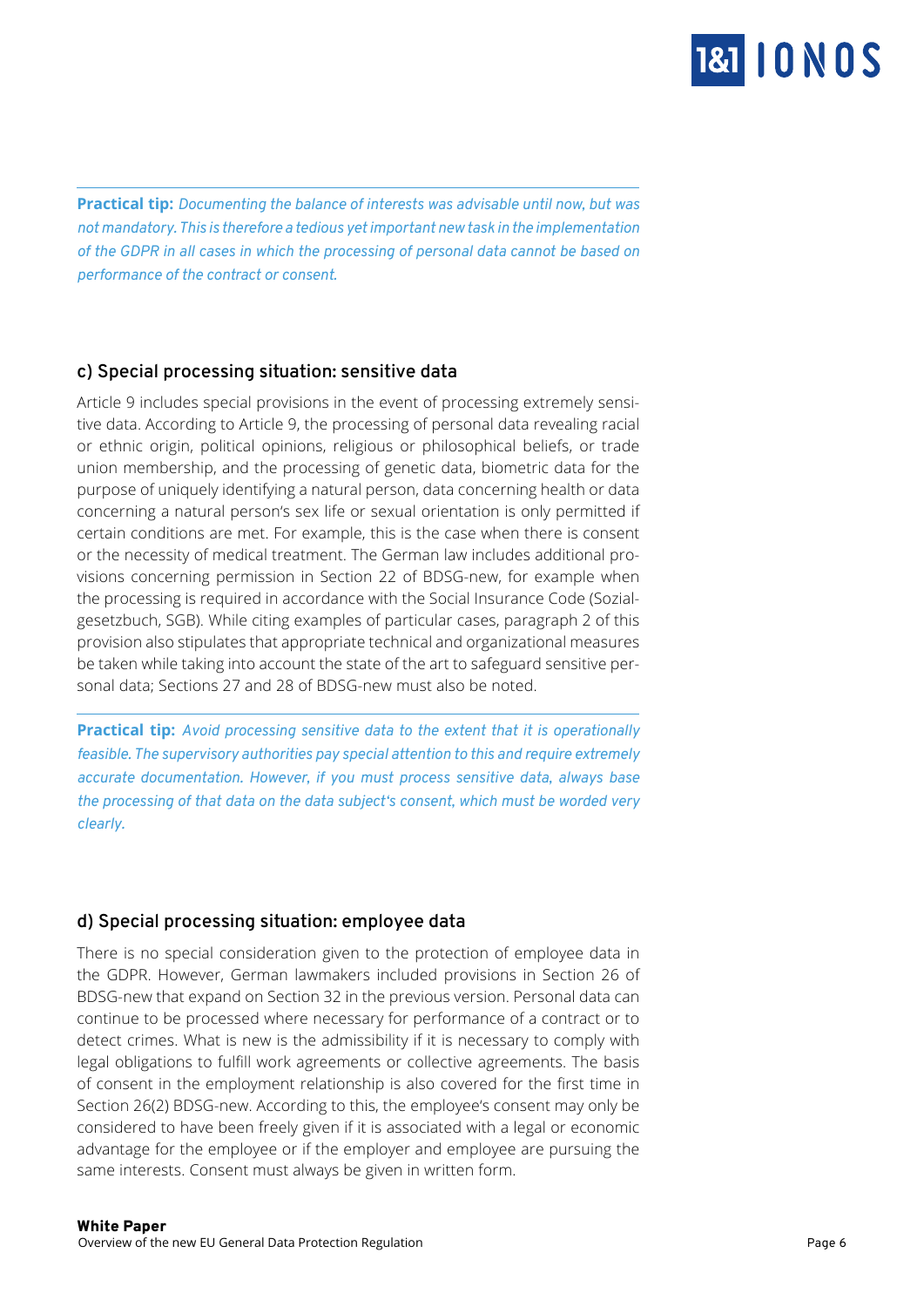**Practical tip:** *Documenting the balance of interests was advisable until now, but was not mandatory. This is therefore a tedious yet important new task in the implementation of the GDPR in all cases in which the processing of personal data cannot be based on performance of the contract or consent.*

### c) Special processing situation: sensitive data

Article 9 includes special provisions in the event of processing extremely sensitive data. According to Article 9, the processing of personal data revealing racial or ethnic origin, political opinions, religious or philosophical beliefs, or trade union membership, and the processing of genetic data, biometric data for the purpose of uniquely identifying a natural person, data concerning health or data concerning a natural person's sex life or sexual orientation is only permitted if certain conditions are met. For example, this is the case when there is consent or the necessity of medical treatment. The German law includes additional provisions concerning permission in Section 22 of BDSG-new, for example when the processing is required in accordance with the Social Insurance Code (Sozialgesetzbuch, SGB). While citing examples of particular cases, paragraph 2 of this provision also stipulates that appropriate technical and organizational measures be taken while taking into account the state of the art to safeguard sensitive personal data; Sections 27 and 28 of BDSG-new must also be noted.

**Practical tip:** *Avoid processing sensitive data to the extent that it is operationally feasible. The supervisory authorities pay special attention to this and require extremely accurate documentation. However, if you must process sensitive data, always base the processing of that data on the data subject's consent, which must be worded very clearly.*

### d) Special processing situation: employee data

There is no special consideration given to the protection of employee data in the GDPR. However, German lawmakers included provisions in Section 26 of BDSG-new that expand on Section 32 in the previous version. Personal data can continue to be processed where necessary for performance of a contract or to detect crimes. What is new is the admissibility if it is necessary to comply with legal obligations to fulfill work agreements or collective agreements. The basis of consent in the employment relationship is also covered for the first time in Section 26(2) BDSG-new. According to this, the employee's consent may only be considered to have been freely given if it is associated with a legal or economic advantage for the employee or if the employer and employee are pursuing the same interests. Consent must always be given in written form.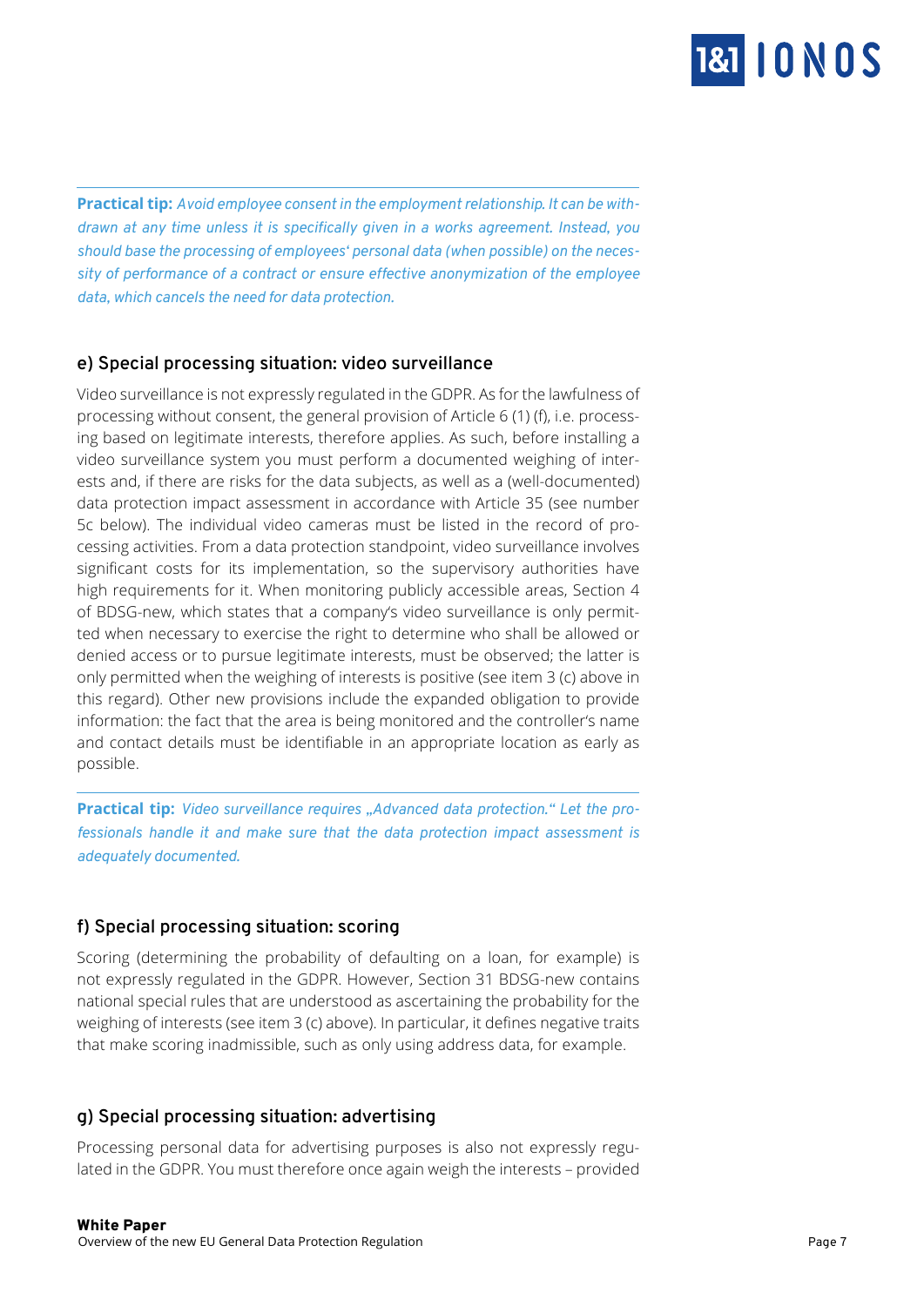**Practical tip:** *Avoid employee consent in the employment relationship. It can be withdrawn at any time unless it is specifically given in a works agreement. Instead, you should base the processing of employees' personal data (when possible) on the necessity of performance of a contract or ensure effective anonymization of the employee data, which cancels the need for data protection.*

### e) Special processing situation: video surveillance

Video surveillance is not expressly regulated in the GDPR. As for the lawfulness of processing without consent, the general provision of Article 6 (1) (f), i.e. processing based on legitimate interests, therefore applies. As such, before installing a video surveillance system you must perform a documented weighing of interests and, if there are risks for the data subjects, as well as a (well-documented) data protection impact assessment in accordance with Article 35 (see number 5c below). The individual video cameras must be listed in the record of processing activities. From a data protection standpoint, video surveillance involves significant costs for its implementation, so the supervisory authorities have high requirements for it. When monitoring publicly accessible areas, Section 4 of BDSG-new, which states that a company's video surveillance is only permitted when necessary to exercise the right to determine who shall be allowed or denied access or to pursue legitimate interests, must be observed; the latter is only permitted when the weighing of interests is positive (see item 3 (c) above in this regard). Other new provisions include the expanded obligation to provide information: the fact that the area is being monitored and the controller's name and contact details must be identifiable in an appropriate location as early as possible.

**Practical tip:** *Video surveillance requires „Advanced data protection." Let the professionals handle it and make sure that the data protection impact assessment is adequately documented.*

### f) Special processing situation: scoring

Scoring (determining the probability of defaulting on a loan, for example) is not expressly regulated in the GDPR. However, Section 31 BDSG-new contains national special rules that are understood as ascertaining the probability for the weighing of interests (see item 3 (c) above). In particular, it defines negative traits that make scoring inadmissible, such as only using address data, for example.

### g) Special processing situation: advertising

Processing personal data for advertising purposes is also not expressly regulated in the GDPR. You must therefore once again weigh the interests – provided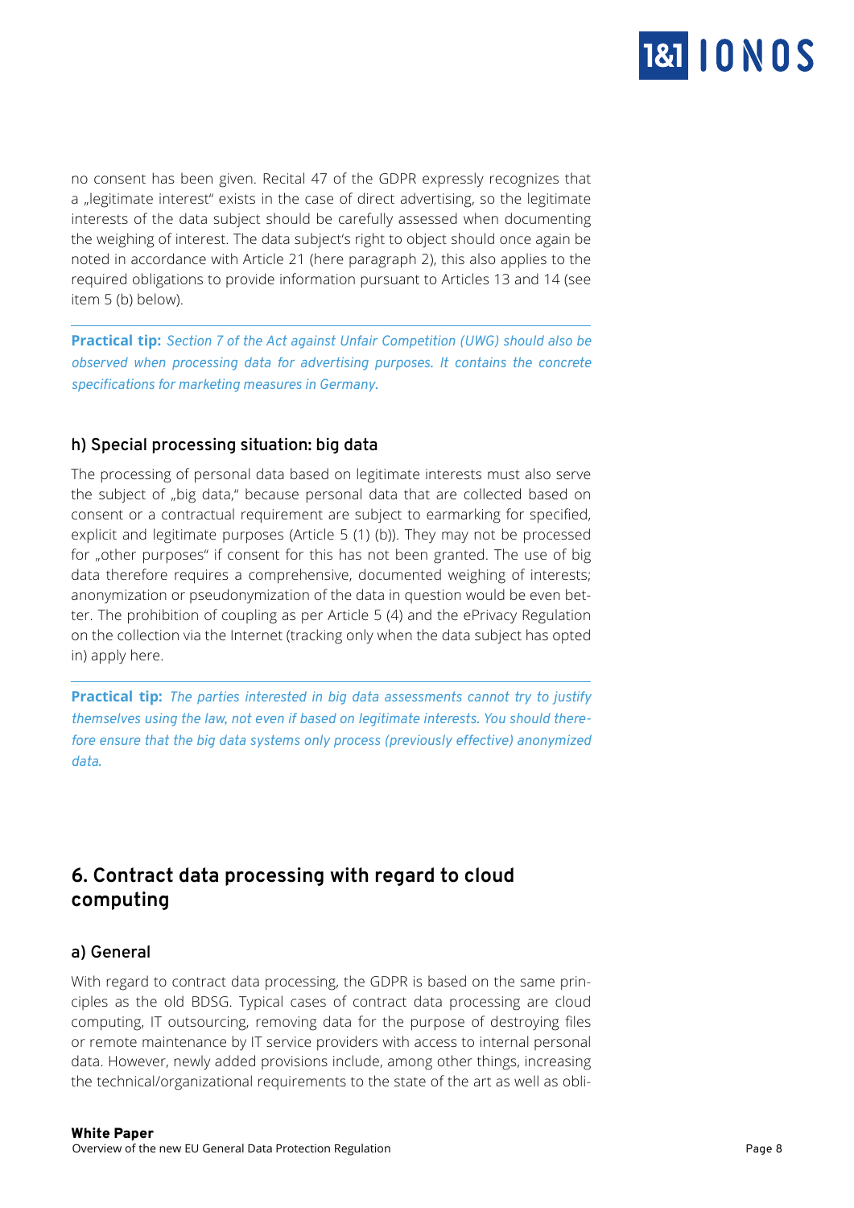no consent has been given. Recital 47 of the GDPR expressly recognizes that a „legitimate interest" exists in the case of direct advertising, so the legitimate interests of the data subject should be carefully assessed when documenting the weighing of interest. The data subject's right to object should once again be noted in accordance with Article 21 (here paragraph 2), this also applies to the required obligations to provide information pursuant to Articles 13 and 14 (see item 5 (b) below).

**Practical tip:** *Section 7 of the Act against Unfair Competition (UWG) should also be observed when processing data for advertising purposes. It contains the concrete specifications for marketing measures in Germany.*

### h) Special processing situation: big data

The processing of personal data based on legitimate interests must also serve the subject of „big data," because personal data that are collected based on consent or a contractual requirement are subject to earmarking for specified, explicit and legitimate purposes (Article 5 (1) (b)). They may not be processed for „other purposes" if consent for this has not been granted. The use of big data therefore requires a comprehensive, documented weighing of interests; anonymization or pseudonymization of the data in question would be even better. The prohibition of coupling as per Article 5 (4) and the ePrivacy Regulation on the collection via the Internet (tracking only when the data subject has opted in) apply here.

**Practical tip:** *The parties interested in big data assessments cannot try to justify themselves using the law, not even if based on legitimate interests. You should therefore ensure that the big data systems only process (previously effective) anonymized data.*

## 6. Contract data processing with regard to cloud computing

### a) General

With regard to contract data processing, the GDPR is based on the same principles as the old BDSG. Typical cases of contract data processing are cloud computing, IT outsourcing, removing data for the purpose of destroying files or remote maintenance by IT service providers with access to internal personal data. However, newly added provisions include, among other things, increasing the technical/organizational requirements to the state of the art as well as obli-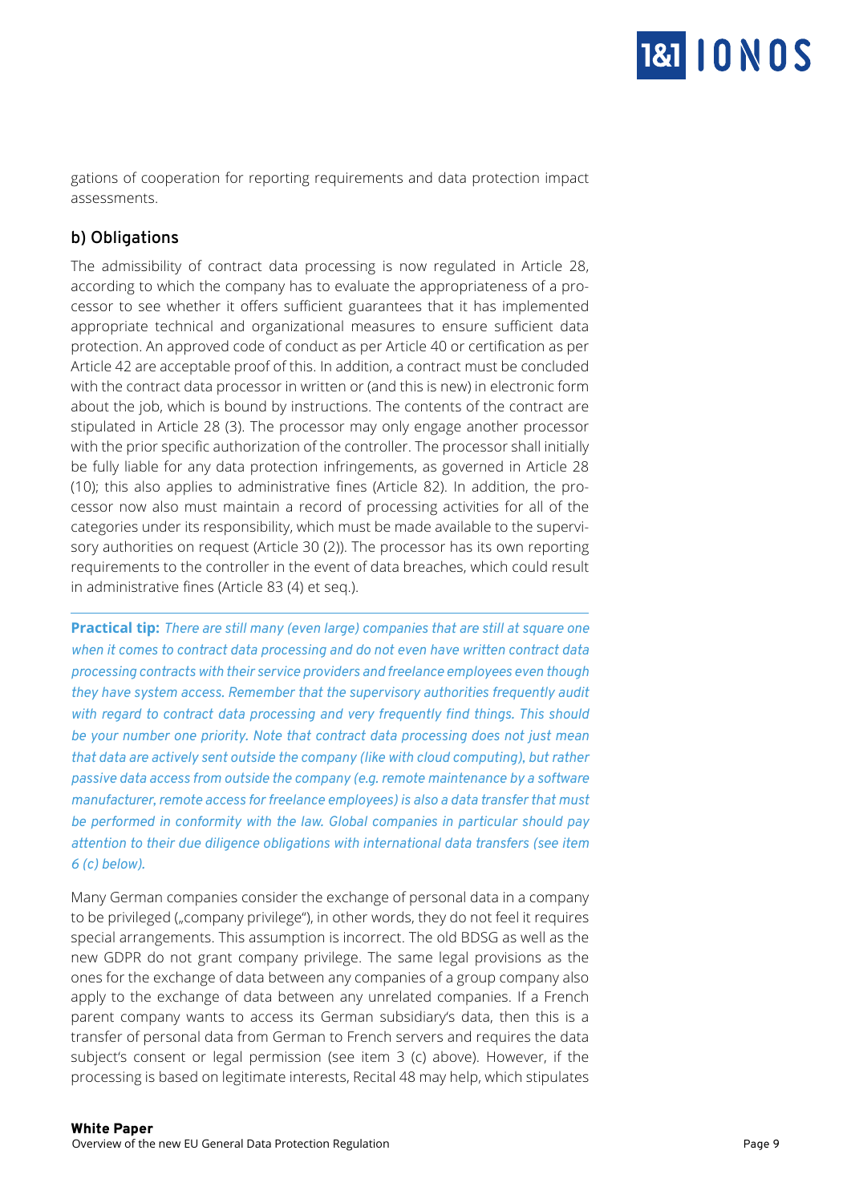gations of cooperation for reporting requirements and data protection impact assessments.

### b) Obligations

The admissibility of contract data processing is now regulated in Article 28, according to which the company has to evaluate the appropriateness of a processor to see whether it offers sufficient guarantees that it has implemented appropriate technical and organizational measures to ensure sufficient data protection. An approved code of conduct as per Article 40 or certification as per Article 42 are acceptable proof of this. In addition, a contract must be concluded with the contract data processor in written or (and this is new) in electronic form about the job, which is bound by instructions. The contents of the contract are stipulated in Article 28 (3). The processor may only engage another processor with the prior specific authorization of the controller. The processor shall initially be fully liable for any data protection infringements, as governed in Article 28 (10); this also applies to administrative fines (Article 82). In addition, the processor now also must maintain a record of processing activities for all of the categories under its responsibility, which must be made available to the supervisory authorities on request (Article 30 (2)). The processor has its own reporting requirements to the controller in the event of data breaches, which could result in administrative fines (Article 83 (4) et seq.).

---

**Practical tip:** *There are still many (even large) companies that are still at square one when it comes to contract data processing and do not even have written contract data processing contracts with their service providers and freelance employees even though they have system access. Remember that the supervisory authorities frequently audit with regard to contract data processing and very frequently find things. This should be your number one priority. Note that contract data processing does not just mean that data are actively sent outside the company (like with cloud computing), but rather passive data access from outside the company (e.g. remote maintenance by a software manufacturer, remote access for freelance employees) is also a data transfer that must be performed in conformity with the law. Global companies in particular should pay attention to their due diligence obligations with international data transfers (see item 6 (c) below).*

Many German companies consider the exchange of personal data in a company to be privileged („company privilege“), in other words, they do not feel it requires special arrangements. This assumption is incorrect. The old BDSG as well as the new GDPR do not grant company privilege. The same legal provisions as the ones for the exchange of data between any companies of a group company also apply to the exchange of data between any unrelated companies. If a French parent company wants to access its German subsidiary's data, then this is a transfer of personal data from German to French servers and requires the data subject's consent or legal permission (see item 3 (c) above). However, if the processing is based on legitimate interests, Recital 48 may help, which stipulates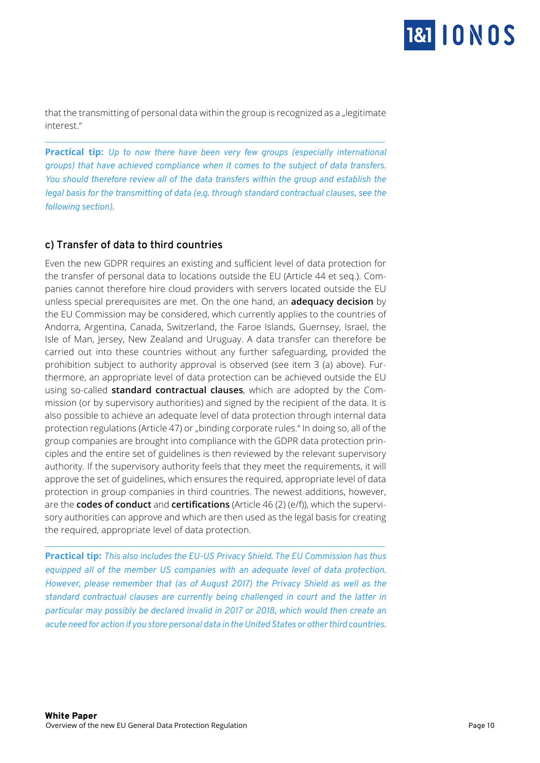that the transmitting of personal data within the group is recognized as a „legitimate interest."

---

**Practical tip:** *Up to now there have been very few groups (especially international groups) that have achieved compliance when it comes to the subject of data transfers. You should therefore review all of the data transfers within the group and establish the legal basis for the transmitting of data (e.g. through standard contractual clauses, see the following section).*

### c) Transfer of data to third countries

Even the new GDPR requires an existing and sufficient level of data protection for the transfer of personal data to locations outside the EU (Article 44 et seq.). Companies cannot therefore hire cloud providers with servers located outside the EU unless special prerequisites are met. On the one hand, an **adequacy decision** by the EU Commission may be considered, which currently applies to the countries of Andorra, Argentina, Canada, Switzerland, the Faroe Islands, Guernsey, Israel, the Isle of Man, Jersey, New Zealand and Uruguay. A data transfer can therefore be carried out into these countries without any further safeguarding, provided the prohibition subject to authority approval is observed (see item 3 (a) above). Furthermore, an appropriate level of data protection can be achieved outside the EU using so-called **standard contractual clauses**, which are adopted by the Commission (or by supervisory authorities) and signed by the recipient of the data. It is also possible to achieve an adequate level of data protection through internal data protection regulations (Article 47) or „binding corporate rules." In doing so, all of the group companies are brought into compliance with the GDPR data protection principles and the entire set of guidelines is then reviewed by the relevant supervisory authority. If the supervisory authority feels that they meet the requirements, it will approve the set of guidelines, which ensures the required, appropriate level of data protection in group companies in third countries. The newest additions, however, are the **codes of conduct** and **certifications** (Article 46 (2) (e/f)), which the supervisory authorities can approve and which are then used as the legal basis for creating the required, appropriate level of data protection.

---

**Practical tip:** *This also includes the EU-US Privacy Shield. The EU Commission has thus equipped all of the member US companies with an adequate level of data protection. However, please remember that (as of August 2017) the Privacy Shield as well as the standard contractual clauses are currently being challenged in court and the latter in particular may possibly be declared invalid in 2017 or 2018, which would then create an acute need for action if you store personal data in the United States or other third countries.*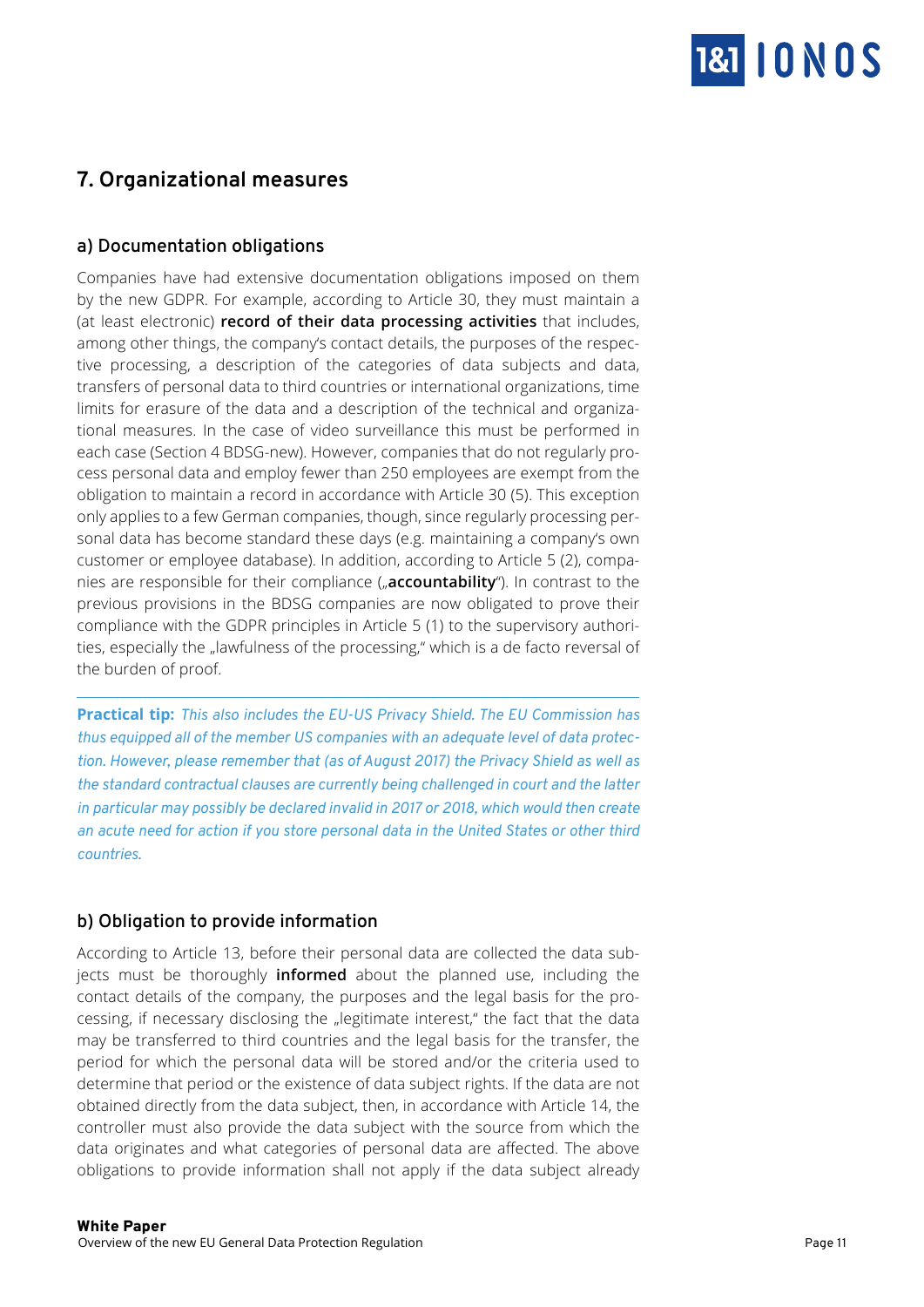## 7. Organizational measures

### a) Documentation obligations

Companies have had extensive documentation obligations imposed on them by the new GDPR. For example, according to Article 30, they must maintain a (at least electronic) **record of their data processing activities** that includes, among other things, the company's contact details, the purposes of the respective processing, a description of the categories of data subjects and data, transfers of personal data to third countries or international organizations, time limits for erasure of the data and a description of the technical and organizational measures. In the case of video surveillance this must be performed in each case (Section 4 BDSG-new). However, companies that do not regularly process personal data and employ fewer than 250 employees are exempt from the obligation to maintain a record in accordance with Article 30 (5). This exception only applies to a few German companies, though, since regularly processing personal data has become standard these days (e.g. maintaining a company's own customer or employee database). In addition, according to Article 5 (2), companies are responsible for their compliance („**accountability**"). In contrast to the previous provisions in the BDSG companies are now obligated to prove their compliance with the GDPR principles in Article 5 (1) to the supervisory authorities, especially the „lawfulness of the processing," which is a de facto reversal of the burden of proof.

**Practical tip:** *This also includes the EU-US Privacy Shield. The EU Commission has thus equipped all of the member US companies with an adequate level of data protection. However, please remember that (as of August 2017) the Privacy Shield as well as the standard contractual clauses are currently being challenged in court and the latter in particular may possibly be declared invalid in 2017 or 2018, which would then create an acute need for action if you store personal data in the United States or other third countries.*

### b) Obligation to provide information

According to Article 13, before their personal data are collected the data subjects must be thoroughly **informed** about the planned use, including the contact details of the company, the purposes and the legal basis for the processing, if necessary disclosing the „legitimate interest," the fact that the data may be transferred to third countries and the legal basis for the transfer, the period for which the personal data will be stored and/or the criteria used to determine that period or the existence of data subject rights. If the data are not obtained directly from the data subject, then, in accordance with Article 14, the controller must also provide the data subject with the source from which the data originates and what categories of personal data are affected. The above obligations to provide information shall not apply if the data subject already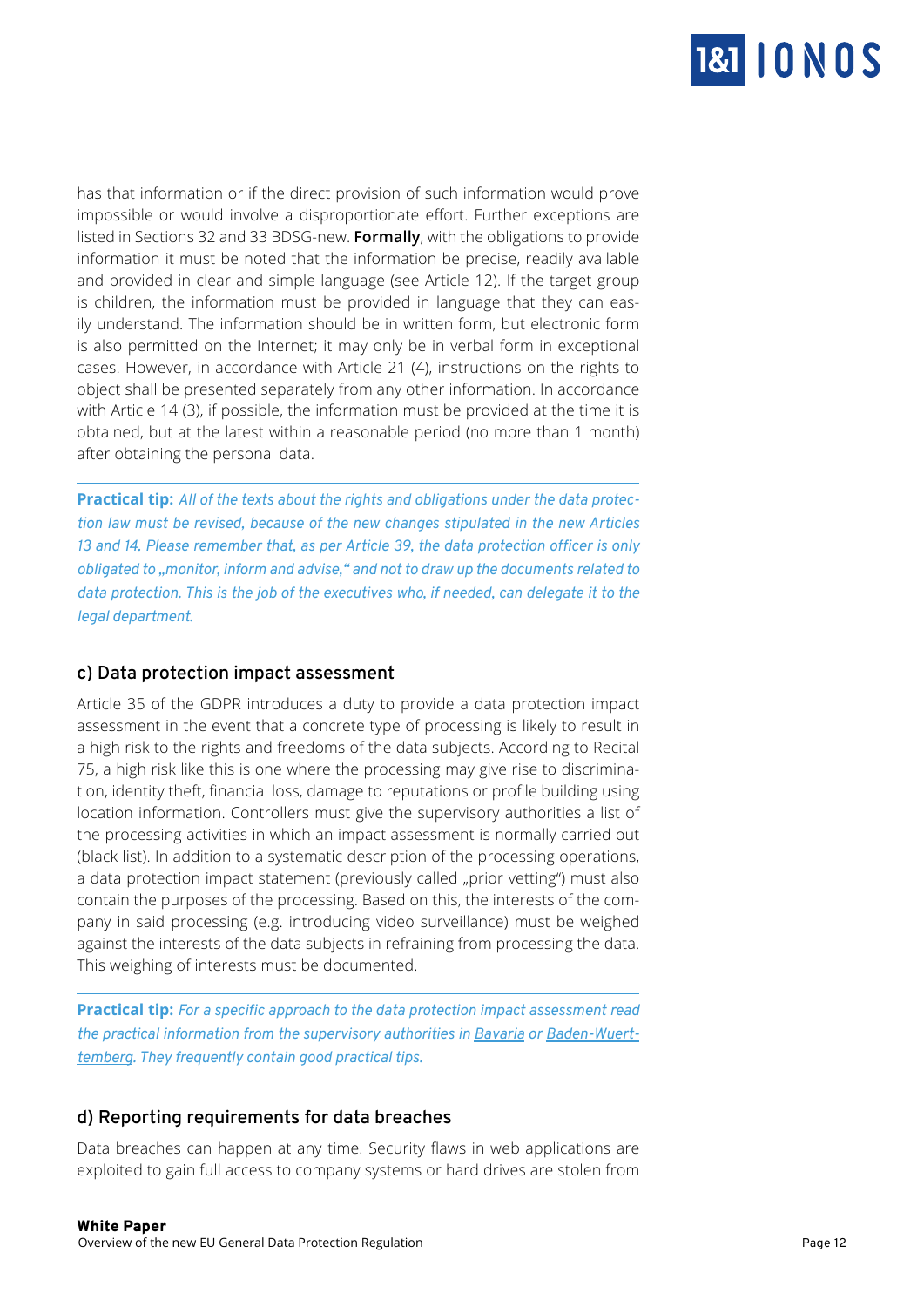has that information or if the direct provision of such information would prove impossible or would involve a disproportionate effort. Further exceptions are listed in Sections 32 and 33 BDSG-new. **Formally**, with the obligations to provide information it must be noted that the information be precise, readily available and provided in clear and simple language (see Article 12). If the target group is children, the information must be provided in language that they can easily understand. The information should be in written form, but electronic form is also permitted on the Internet; it may only be in verbal form in exceptional cases. However, in accordance with Article 21 (4), instructions on the rights to object shall be presented separately from any other information. In accordance with Article 14 (3), if possible, the information must be provided at the time it is obtained, but at the latest within a reasonable period (no more than 1 month) after obtaining the personal data.

---

**Practical tip:** *All of the texts about the rights and obligations under the data protection law must be revised, because of the new changes stipulated in the new Articles 13 and 14. Please remember that, as per Article 39, the data protection officer is only obligated to „monitor, inform and advise," and not to draw up the documents related to data protection. This is the job of the executives who, if needed, can delegate it to the legal department.*

### c) Data protection impact assessment

Article 35 of the GDPR introduces a duty to provide a data protection impact assessment in the event that a concrete type of processing is likely to result in a high risk to the rights and freedoms of the data subjects. According to Recital 75, a high risk like this is one where the processing may give rise to discrimination, identity theft, financial loss, damage to reputations or profile building using location information. Controllers must give the supervisory authorities a list of the processing activities in which an impact assessment is normally carried out (black list). In addition to a systematic description of the processing operations, a data protection impact statement (previously called „prior vetting") must also contain the purposes of the processing. Based on this, the interests of the company in said processing (e.g. introducing video surveillance) must be weighed against the interests of the data subjects in refraining from processing the data. This weighing of interests must be documented.

---

**Practical tip:** *For a specific approach to the data protection impact assessment read the practical information from the supervisory authorities in Bavaria or Baden-Wuerttemberg. They frequently contain good practical tips.*

### d) Reporting requirements for data breaches

Data breaches can happen at any time. Security flaws in web applications are exploited to gain full access to company systems or hard drives are stolen from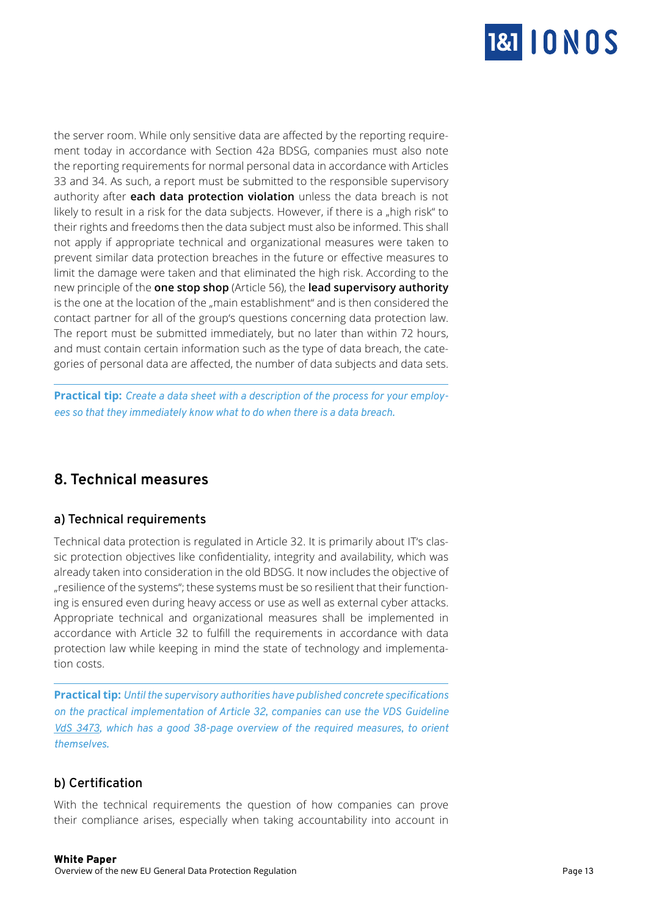the server room. While only sensitive data are affected by the reporting requirement today in accordance with Section 42a BDSG, companies must also note the reporting requirements for normal personal data in accordance with Articles 33 and 34. As such, a report must be submitted to the responsible supervisory authority after **each data protection violation** unless the data breach is not likely to result in a risk for the data subjects. However, if there is a „high risk" to their rights and freedoms then the data subject must also be informed. This shall not apply if appropriate technical and organizational measures were taken to prevent similar data protection breaches in the future or effective measures to limit the damage were taken and that eliminated the high risk. According to the new principle of the **one stop shop** (Article 56), the **lead supervisory authority** is the one at the location of the „main establishment" and is then considered the contact partner for all of the group's questions concerning data protection law. The report must be submitted immediately, but no later than within 72 hours, and must contain certain information such as the type of data breach, the categories of personal data are affected, the number of data subjects and data sets.

**Practical tip:** *Create a data sheet with a description of the process for your employees so that they immediately know what to do when there is a data breach.*

## 8. Technical measures

### a) Technical requirements

Technical data protection is regulated in Article 32. It is primarily about IT's classic protection objectives like confidentiality, integrity and availability, which was already taken into consideration in the old BDSG. It now includes the objective of „resilience of the systems"; these systems must be so resilient that their functioning is ensured even during heavy access or use as well as external cyber attacks. Appropriate technical and organizational measures shall be implemented in accordance with Article 32 to fulfill the requirements in accordance with data protection law while keeping in mind the state of technology and implementation costs.

**Practical tip:** *Until the supervisory authorities have published concrete specifications on the practical implementation of Article 32, companies can use the VDS Guideline VdS 3473, which has a good 38-page overview of the required measures, to orient themselves.*

### b) Certification

With the technical requirements the question of how companies can prove their compliance arises, especially when taking accountability into account in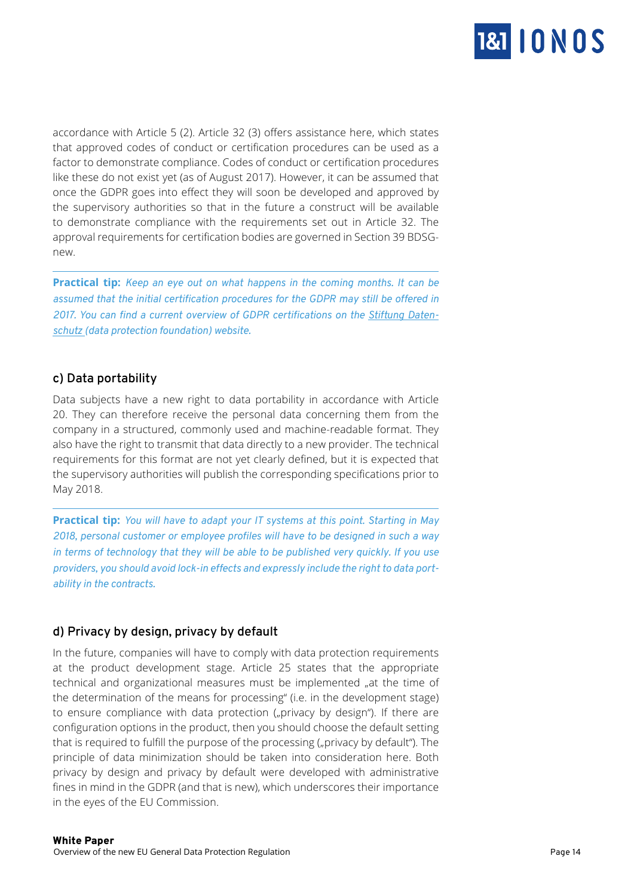accordance with Article 5 (2). Article 32 (3) offers assistance here, which states that approved codes of conduct or certification procedures can be used as a factor to demonstrate compliance. Codes of conduct or certification procedures like these do not exist yet (as of August 2017). However, it can be assumed that once the GDPR goes into effect they will soon be developed and approved by the supervisory authorities so that in the future a construct will be available to demonstrate compliance with the requirements set out in Article 32. The approval requirements for certification bodies are governed in Section 39 BDSG-new.

---

**Practical tip:** *Keep an eye out on what happens in the coming months. It can be assumed that the initial certification procedures for the GDPR may still be offered in 2017. You can find a current overview of GDPR certifications on the Stiftung Datenschutz (data protection foundation) website.*

## c) Data portability

Data subjects have a new right to data portability in accordance with Article 20. They can therefore receive the personal data concerning them from the company in a structured, commonly used and machine-readable format. They also have the right to transmit that data directly to a new provider. The technical requirements for this format are not yet clearly defined, but it is expected that the supervisory authorities will publish the corresponding specifications prior to May 2018.

---

**Practical tip:** *You will have to adapt your IT systems at this point. Starting in May 2018, personal customer or employee profiles will have to be designed in such a way in terms of technology that they will be able to be published very quickly. If you use providers, you should avoid lock-in effects and expressly include the right to data portability in the contracts.*

## d) Privacy by design, privacy by default

In the future, companies will have to comply with data protection requirements at the product development stage. Article 25 states that the appropriate technical and organizational measures must be implemented „at the time of the determination of the means for processing" (i.e. in the development stage) to ensure compliance with data protection („privacy by design"). If there are configuration options in the product, then you should choose the default setting that is required to fulfill the purpose of the processing („privacy by default"). The principle of data minimization should be taken into consideration here. Both privacy by design and privacy by default were developed with administrative fines in mind in the GDPR (and that is new), which underscores their importance in the eyes of the EU Commission.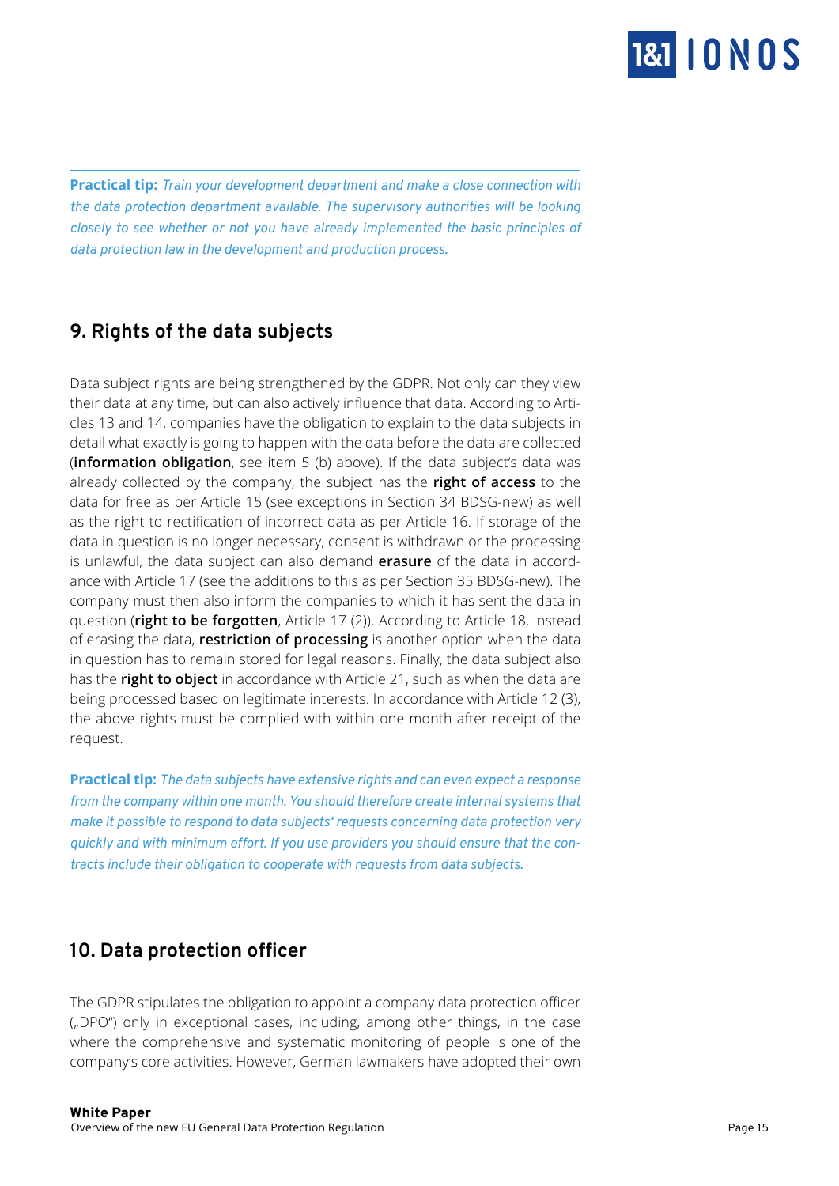**Practical tip:** *Train your development department and make a close connection with the data protection department available. The supervisory authorities will be looking closely to see whether or not you have already implemented the basic principles of data protection law in the development and production process.*

## 9. Rights of the data subjects

Data subject rights are being strengthened by the GDPR. Not only can they view their data at any time, but can also actively influence that data. According to Articles 13 and 14, companies have the obligation to explain to the data subjects in detail what exactly is going to happen with the data before the data are collected (**information obligation**, see item 5 (b) above). If the data subject's data was already collected by the company, the subject has the **right of access** to the data for free as per Article 15 (see exceptions in Section 34 BDSG-new) as well as the right to rectification of incorrect data as per Article 16. If storage of the data in question is no longer necessary, consent is withdrawn or the processing is unlawful, the data subject can also demand **erasure** of the data in accordance with Article 17 (see the additions to this as per Section 35 BDSG-new). The company must then also inform the companies to which it has sent the data in question (**right to be forgotten**, Article 17 (2)). According to Article 18, instead of erasing the data, **restriction of processing** is another option when the data in question has to remain stored for legal reasons. Finally, the data subject also has the **right to object** in accordance with Article 21, such as when the data are being processed based on legitimate interests. In accordance with Article 12 (3), the above rights must be complied with within one month after receipt of the request.

**Practical tip:** *The data subjects have extensive rights and can even expect a response from the company within one month. You should therefore create internal systems that make it possible to respond to data subjects' requests concerning data protection very quickly and with minimum effort. If you use providers you should ensure that the contracts include their obligation to cooperate with requests from data subjects.*

## 10. Data protection officer

The GDPR stipulates the obligation to appoint a company data protection officer („DPO") only in exceptional cases, including, among other things, in the case where the comprehensive and systematic monitoring of people is one of the company's core activities. However, German lawmakers have adopted their own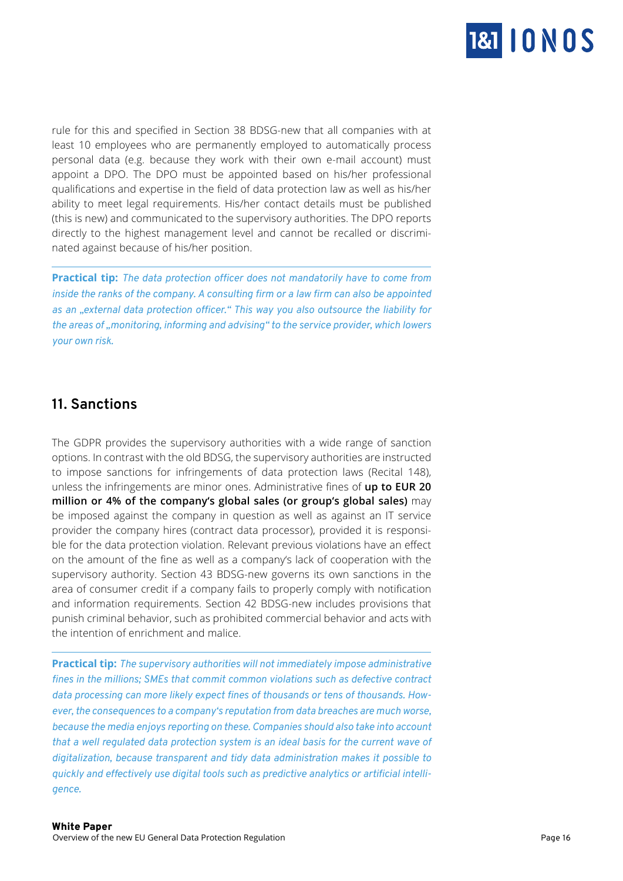rule for this and specified in Section 38 BDSG-new that all companies with at least 10 employees who are permanently employed to automatically process personal data (e.g. because they work with their own e-mail account) must appoint a DPO. The DPO must be appointed based on his/her professional qualifications and expertise in the field of data protection law as well as his/her ability to meet legal requirements. His/her contact details must be published (this is new) and communicated to the supervisory authorities. The DPO reports directly to the highest management level and cannot be recalled or discriminated against because of his/her position.

**Practical tip:** *The data protection officer does not mandatorily have to come from inside the ranks of the company. A consulting firm or a law firm can also be appointed as an „external data protection officer." This way you also outsource the liability for the areas of „monitoring, informing and advising" to the service provider, which lowers your own risk.*

## 11. Sanctions

The GDPR provides the supervisory authorities with a wide range of sanction options. In contrast with the old BDSG, the supervisory authorities are instructed to impose sanctions for infringements of data protection laws (Recital 148), unless the infringements are minor ones. Administrative fines of **up to EUR 20 million or 4% of the company's global sales (or group's global sales)** may be imposed against the company in question as well as against an IT service provider the company hires (contract data processor), provided it is responsible for the data protection violation. Relevant previous violations have an effect on the amount of the fine as well as a company's lack of cooperation with the supervisory authority. Section 43 BDSG-new governs its own sanctions in the area of consumer credit if a company fails to properly comply with notification and information requirements. Section 42 BDSG-new includes provisions that punish criminal behavior, such as prohibited commercial behavior and acts with the intention of enrichment and malice.

**Practical tip:** *The supervisory authorities will not immediately impose administrative fines in the millions; SMEs that commit common violations such as defective contract data processing can more likely expect fines of thousands or tens of thousands. However, the consequences to a company's reputation from data breaches are much worse, because the media enjoys reporting on these. Companies should also take into account that a well regulated data protection system is an ideal basis for the current wave of digitalization, because transparent and tidy data administration makes it possible to quickly and effectively use digital tools such as predictive analytics or artificial intelligence.*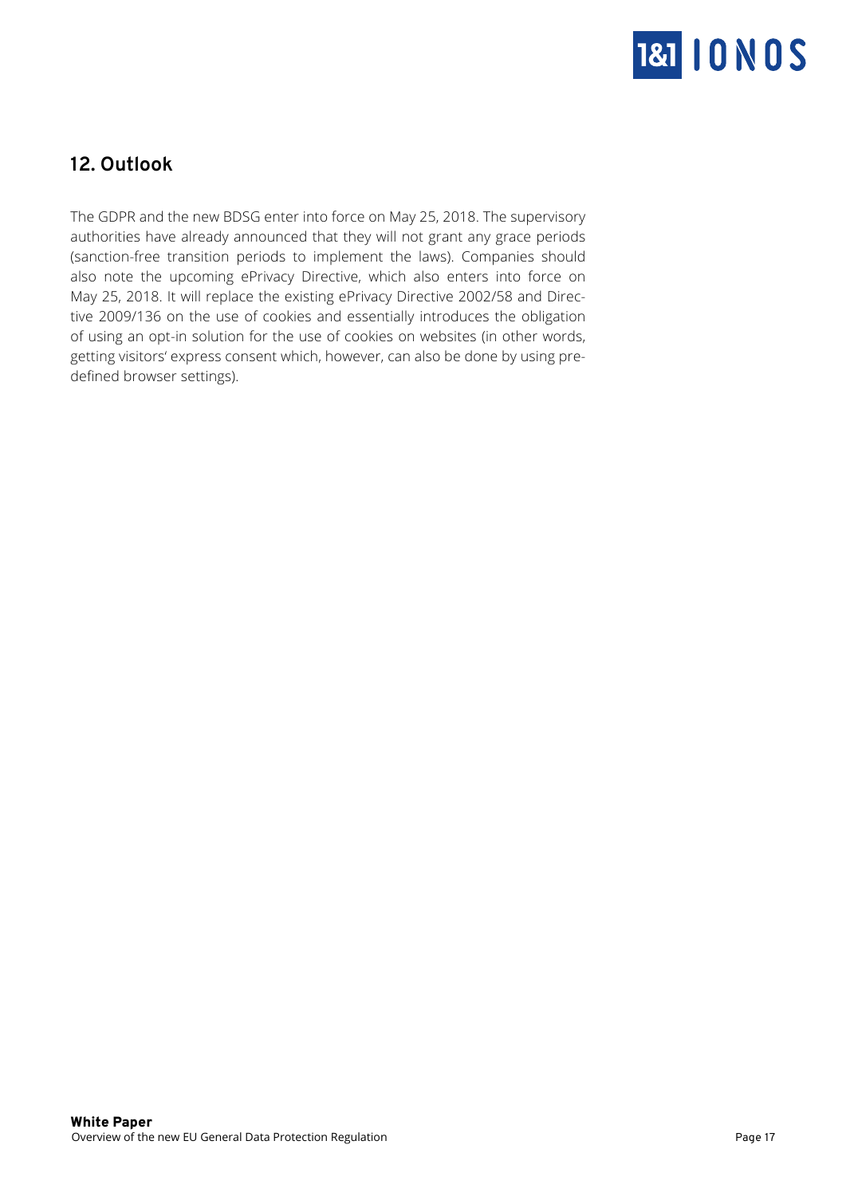## 12. Outlook

The GDPR and the new BDSG enter into force on May 25, 2018. The supervisory authorities have already announced that they will not grant any grace periods (sanction-free transition periods to implement the laws). Companies should also note the upcoming ePrivacy Directive, which also enters into force on May 25, 2018. It will replace the existing ePrivacy Directive 2002/58 and Directive 2009/136 on the use of cookies and essentially introduces the obligation of using an opt-in solution for the use of cookies on websites (in other words, getting visitors' express consent which, however, can also be done by using predefined browser settings).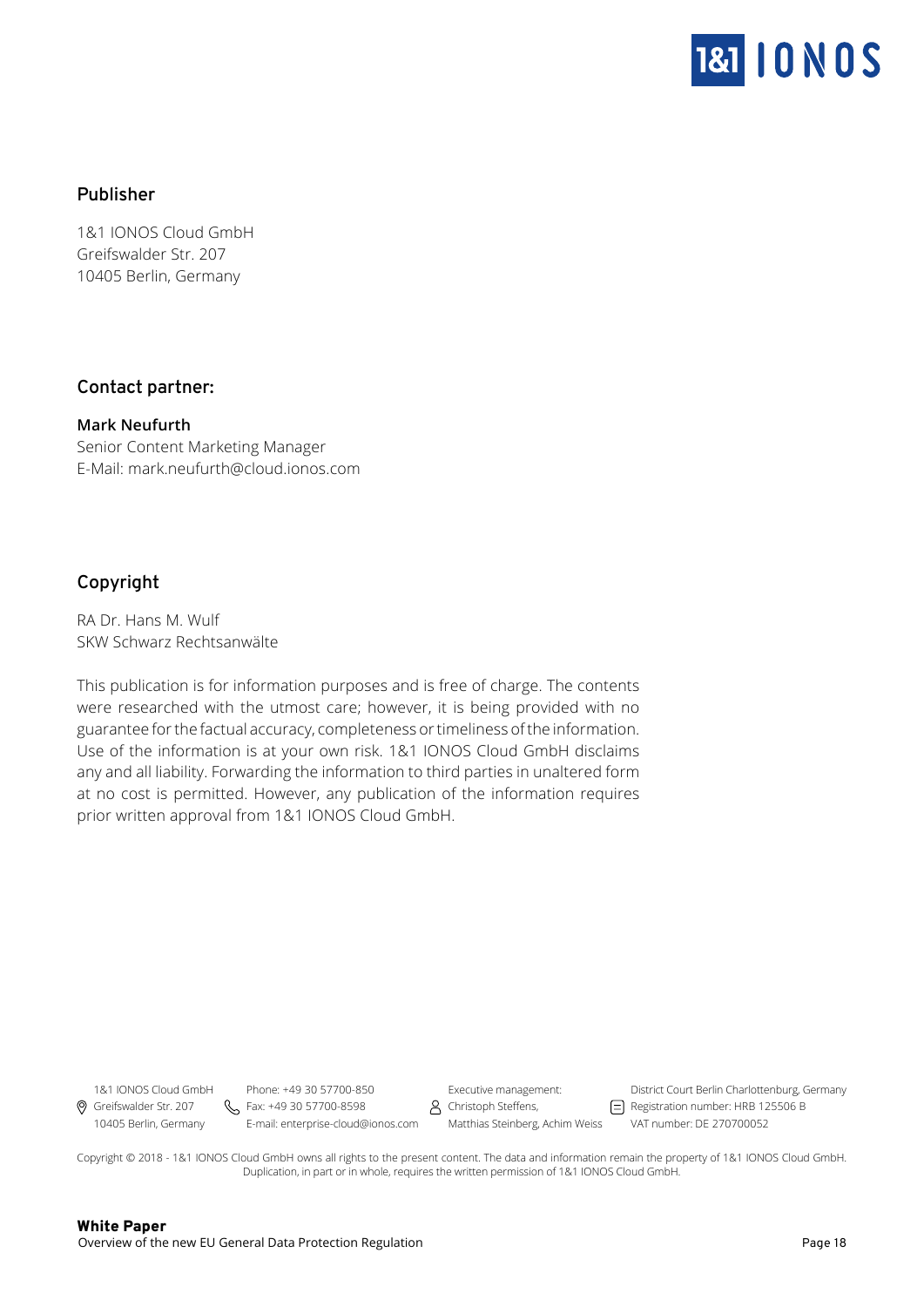## Publisher

1&1 IONOS Cloud GmbH
Greifswalder Str. 207
10405 Berlin, Germany

## Contact partner:

**Mark Neufurth**
Senior Content Marketing Manager
E-Mail: mark.neufurth@cloud.ionos.com

## Copyright

RA Dr. Hans M. Wulf
SKW Schwarz Rechtsanwälte

This publication is for information purposes and is free of charge. The contents were researched with the utmost care; however, it is being provided with no guarantee for the factual accuracy, completeness or timeliness of the information. Use of the information is at your own risk. 1&1 IONOS Cloud GmbH disclaims any and all liability. Forwarding the information to third parties in unaltered form at no cost is permitted. However, any publication of the information requires prior written approval from 1&1 IONOS Cloud GmbH.

1&1 IONOS Cloud GmbH
Greifswalder Str. 207
10405 Berlin, Germany

Phone: +49 30 57700-850
Fax: +49 30 57700-8598
E-mail: enterprise-cloud@ionos.com

Executive management:
Christoph Steffens,
Matthias Steinberg, Achim Weiss

District Court Berlin Charlottenburg, Germany
Registration number: HRB 125506 B
VAT number: DE 270700052

Copyright © 2018 - 1&1 IONOS Cloud GmbH owns all rights to the present content. The data and information remain the property of 1&1 IONOS Cloud GmbH. Duplication, in part or in whole, requires the written permission of 1&1 IONOS Cloud GmbH.